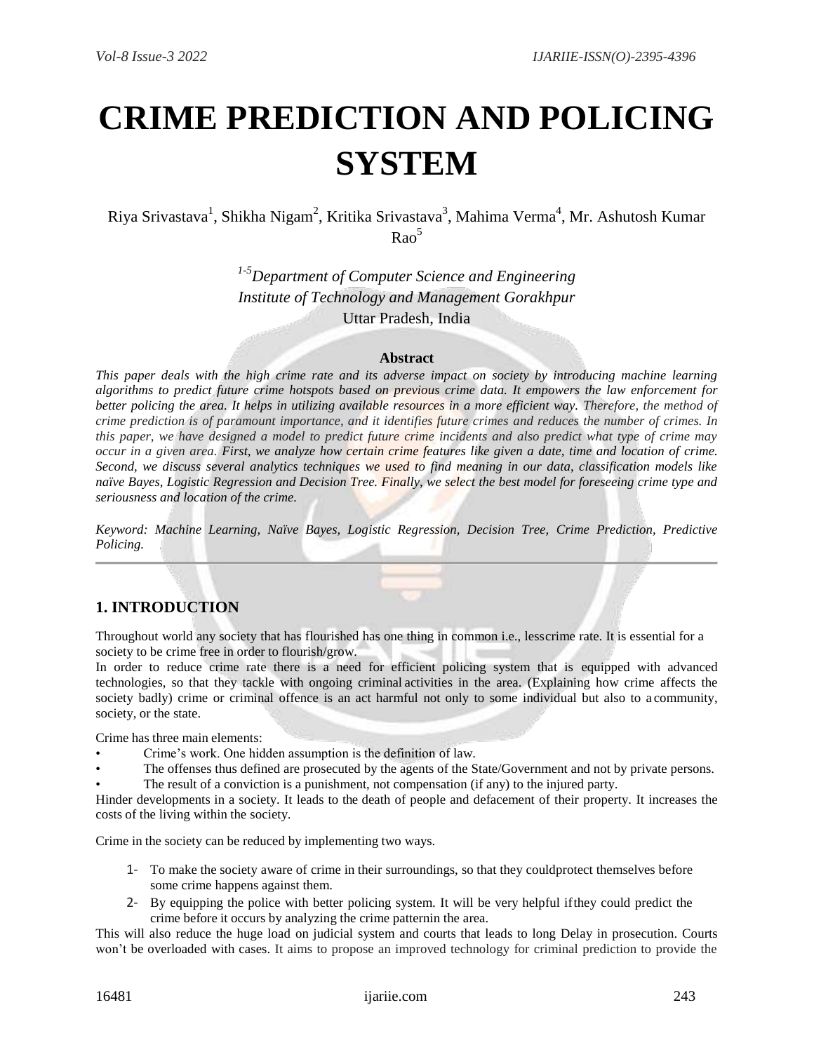# CRIME PREDICTION AND POLICING SYSTEM

Riya Srivastava[1], Shikha Nigam[2], Kritika Srivastava[3], Mahima Verma[4], Mr. Ashutosh Kumar Rao[5]

[1-5]*Department of Computer Science and Engineering*
*Institute of Technology and Management Gorakhpur*
Uttar Pradesh, India

### Abstract

*This paper deals with the high crime rate and its adverse impact on society by introducing machine learning algorithms to predict future crime hotspots based on previous crime data. It empowers the law enforcement for better policing the area. It helps in utilizing available resources in a more efficient way. Therefore, the method of crime prediction is of paramount importance, and it identifies future crimes and reduces the number of crimes. In this paper, we have designed a model to predict future crime incidents and also predict what type of crime may occur in a given area. First, we analyze how certain crime features like given a date, time and location of crime. Second, we discuss several analytics techniques we used to find meaning in our data, classification models like naïve Bayes, Logistic Regression and Decision Tree. Finally, we select the best model for foreseeing crime type and seriousness and location of the crime.*

*Keyword: Machine Learning, Naïve Bayes, Logistic Regression, Decision Tree, Crime Prediction, Predictive Policing.*

---

## 1. INTRODUCTION

Throughout world any society that has flourished has one thing in common i.e., lesscrime rate. It is essential for a society to be crime free in order to flourish/grow.

In order to reduce crime rate there is a need for efficient policing system that is equipped with advanced technologies, so that they tackle with ongoing criminal activities in the area. (Explaining how crime affects the society badly) crime or criminal offence is an act harmful not only to some individual but also to a community, society, or the state.

Crime has three main elements:

- Crime's work. One hidden assumption is the definition of law.
- The offenses thus defined are prosecuted by the agents of the State/Government and not by private persons.
- The result of a conviction is a punishment, not compensation (if any) to the injured party.

Hinder developments in a society. It leads to the death of people and defacement of their property. It increases the costs of the living within the society.

Crime in the society can be reduced by implementing two ways.

1- To make the society aware of crime in their surroundings, so that they couldprotect themselves before some crime happens against them.
2- By equipping the police with better policing system. It will be very helpful ifthey could predict the crime before it occurs by analyzing the crime patternin the area.

This will also reduce the huge load on judicial system and courts that leads to long Delay in prosecution. Courts won't be overloaded with cases. It aims to propose an improved technology for criminal prediction to provide the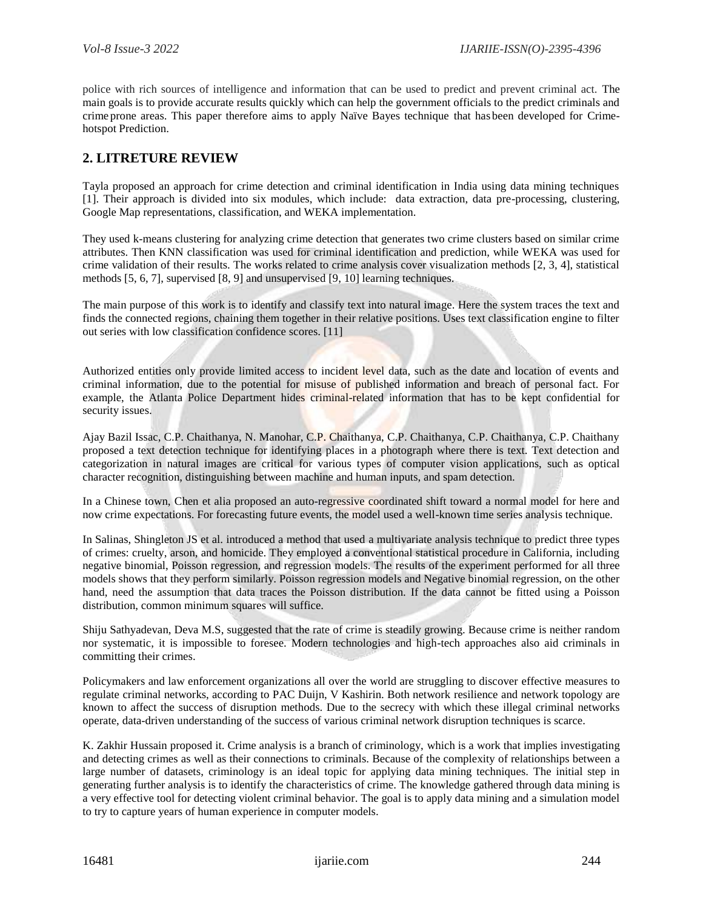police with rich sources of intelligence and information that can be used to predict and prevent criminal act. The main goals is to provide accurate results quickly which can help the government officials to the predict criminals and crime prone areas. This paper therefore aims to apply Naïve Bayes technique that has been developed for Crime-hotspot Prediction.

## 2. LITRETURE REVIEW

Tayla proposed an approach for crime detection and criminal identification in India using data mining techniques [1]. Their approach is divided into six modules, which include: data extraction, data pre-processing, clustering, Google Map representations, classification, and WEKA implementation.

They used k-means clustering for analyzing crime detection that generates two crime clusters based on similar crime attributes. Then KNN classification was used for criminal identification and prediction, while WEKA was used for crime validation of their results. The works related to crime analysis cover visualization methods [2, 3, 4], statistical methods [5, 6, 7], supervised [8, 9] and unsupervised [9, 10] learning techniques.

The main purpose of this work is to identify and classify text into natural image. Here the system traces the text and finds the connected regions, chaining them together in their relative positions. Uses text classification engine to filter out series with low classification confidence scores. [11]

Authorized entities only provide limited access to incident level data, such as the date and location of events and criminal information, due to the potential for misuse of published information and breach of personal fact. For example, the Atlanta Police Department hides criminal-related information that has to be kept confidential for security issues.

Ajay Bazil Issac, C.P. Chaithanya, N. Manohar, C.P. Chaithanya, C.P. Chaithanya, C.P. Chaithanya, C.P. Chaithany proposed a text detection technique for identifying places in a photograph where there is text. Text detection and categorization in natural images are critical for various types of computer vision applications, such as optical character recognition, distinguishing between machine and human inputs, and spam detection.

In a Chinese town, Chen et alia proposed an auto-regressive coordinated shift toward a normal model for here and now crime expectations. For forecasting future events, the model used a well-known time series analysis technique.

In Salinas, Shingleton JS et al. introduced a method that used a multivariate analysis technique to predict three types of crimes: cruelty, arson, and homicide. They employed a conventional statistical procedure in California, including negative binomial, Poisson regression, and regression models. The results of the experiment performed for all three models shows that they perform similarly. Poisson regression models and Negative binomial regression, on the other hand, need the assumption that data traces the Poisson distribution. If the data cannot be fitted using a Poisson distribution, common minimum squares will suffice.

Shiju Sathyadevan, Deva M.S, suggested that the rate of crime is steadily growing. Because crime is neither random nor systematic, it is impossible to foresee. Modern technologies and high-tech approaches also aid criminals in committing their crimes.

Policymakers and law enforcement organizations all over the world are struggling to discover effective measures to regulate criminal networks, according to PAC Duijn, V Kashirin. Both network resilience and network topology are known to affect the success of disruption methods. Due to the secrecy with which these illegal criminal networks operate, data-driven understanding of the success of various criminal network disruption techniques is scarce.

K. Zakhir Hussain proposed it. Crime analysis is a branch of criminology, which is a work that implies investigating and detecting crimes as well as their connections to criminals. Because of the complexity of relationships between a large number of datasets, criminology is an ideal topic for applying data mining techniques. The initial step in generating further analysis is to identify the characteristics of crime. The knowledge gathered through data mining is a very effective tool for detecting violent criminal behavior. The goal is to apply data mining and a simulation model to try to capture years of human experience in computer models.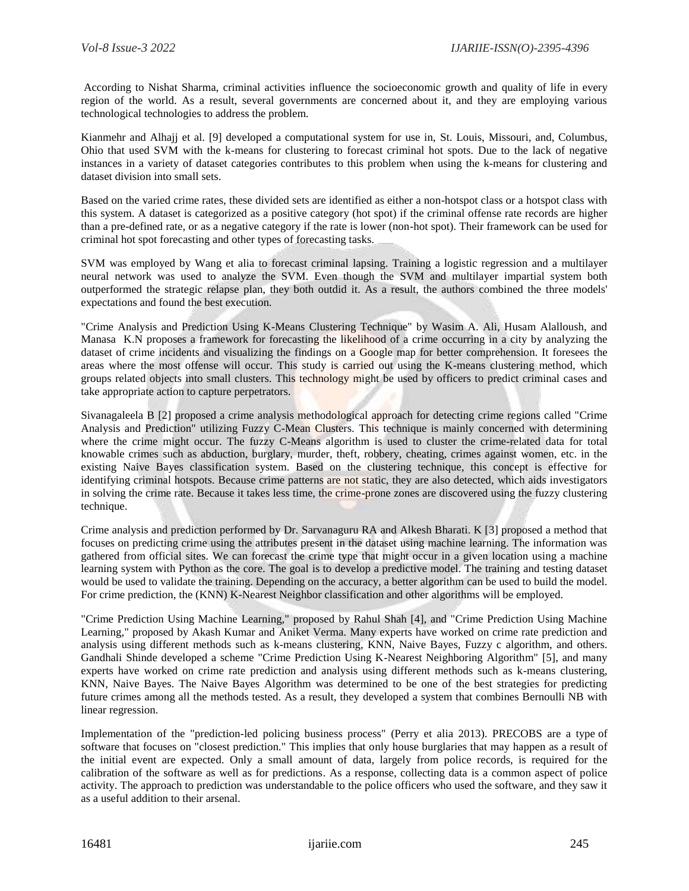According to Nishat Sharma, criminal activities influence the socioeconomic growth and quality of life in every region of the world. As a result, several governments are concerned about it, and they are employing various technological technologies to address the problem.

Kianmehr and Alhajj et al. [9] developed a computational system for use in, St. Louis, Missouri, and, Columbus, Ohio that used SVM with the k-means for clustering to forecast criminal hot spots. Due to the lack of negative instances in a variety of dataset categories contributes to this problem when using the k-means for clustering and dataset division into small sets.

Based on the varied crime rates, these divided sets are identified as either a non-hotspot class or a hotspot class with this system. A dataset is categorized as a positive category (hot spot) if the criminal offense rate records are higher than a pre-defined rate, or as a negative category if the rate is lower (non-hot spot). Their framework can be used for criminal hot spot forecasting and other types of forecasting tasks.

SVM was employed by Wang et alia to forecast criminal lapsing. Training a logistic regression and a multilayer neural network was used to analyze the SVM. Even though the SVM and multilayer impartial system both outperformed the strategic relapse plan, they both outdid it. As a result, the authors combined the three models' expectations and found the best execution.

"Crime Analysis and Prediction Using K-Means Clustering Technique" by Wasim A. Ali, Husam Alalloush, and Manasa K.N proposes a framework for forecasting the likelihood of a crime occurring in a city by analyzing the dataset of crime incidents and visualizing the findings on a Google map for better comprehension. It foresees the areas where the most offense will occur. This study is carried out using the K-means clustering method, which groups related objects into small clusters. This technology might be used by officers to predict criminal cases and take appropriate action to capture perpetrators.

Sivanagaleela B [2] proposed a crime analysis methodological approach for detecting crime regions called "Crime Analysis and Prediction" utilizing Fuzzy C-Mean Clusters. This technique is mainly concerned with determining where the crime might occur. The fuzzy C-Means algorithm is used to cluster the crime-related data for total knowable crimes such as abduction, burglary, murder, theft, robbery, cheating, crimes against women, etc. in the existing Naive Bayes classification system. Based on the clustering technique, this concept is effective for identifying criminal hotspots. Because crime patterns are not static, they are also detected, which aids investigators in solving the crime rate. Because it takes less time, the crime-prone zones are discovered using the fuzzy clustering technique.

Crime analysis and prediction performed by Dr. Sarvanaguru RA and Alkesh Bharati. K [3] proposed a method that focuses on predicting crime using the attributes present in the dataset using machine learning. The information was gathered from official sites. We can forecast the crime type that might occur in a given location using a machine learning system with Python as the core. The goal is to develop a predictive model. The training and testing dataset would be used to validate the training. Depending on the accuracy, a better algorithm can be used to build the model. For crime prediction, the (KNN) K-Nearest Neighbor classification and other algorithms will be employed.

"Crime Prediction Using Machine Learning," proposed by Rahul Shah [4], and "Crime Prediction Using Machine Learning," proposed by Akash Kumar and Aniket Verma. Many experts have worked on crime rate prediction and analysis using different methods such as k-means clustering, KNN, Naive Bayes, Fuzzy c algorithm, and others. Gandhali Shinde developed a scheme "Crime Prediction Using K-Nearest Neighboring Algorithm" [5], and many experts have worked on crime rate prediction and analysis using different methods such as k-means clustering, KNN, Naive Bayes. The Naive Bayes Algorithm was determined to be one of the best strategies for predicting future crimes among all the methods tested. As a result, they developed a system that combines Bernoulli NB with linear regression.

Implementation of the "prediction-led policing business process" (Perry et alia 2013). PRECOBS are a type of software that focuses on "closest prediction." This implies that only house burglaries that may happen as a result of the initial event are expected. Only a small amount of data, largely from police records, is required for the calibration of the software as well as for predictions. As a response, collecting data is a common aspect of police activity. The approach to prediction was understandable to the police officers who used the software, and they saw it as a useful addition to their arsenal.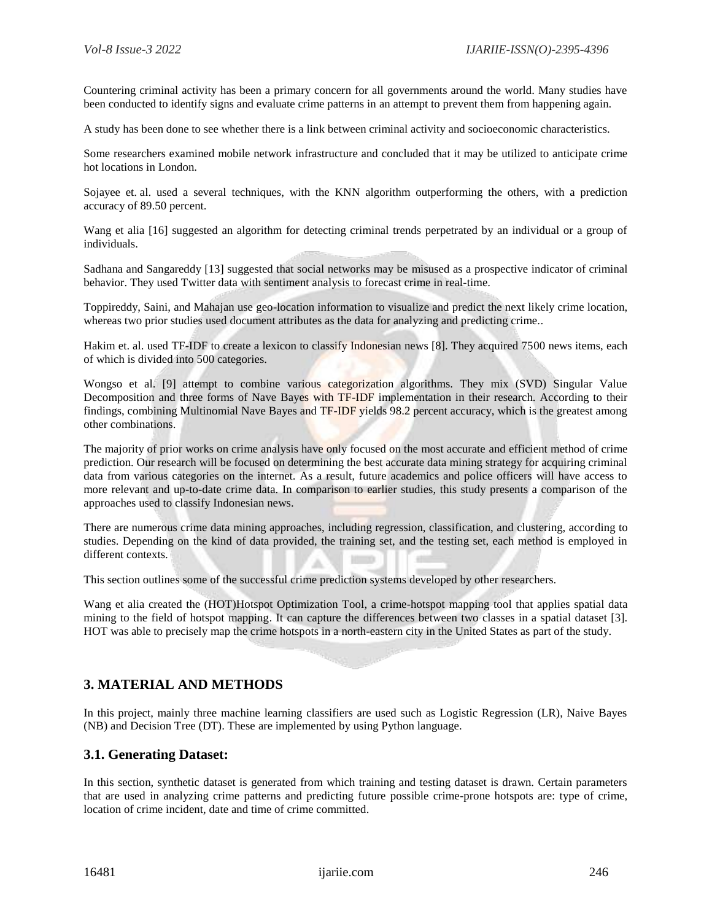Countering criminal activity has been a primary concern for all governments around the world. Many studies have been conducted to identify signs and evaluate crime patterns in an attempt to prevent them from happening again.

A study has been done to see whether there is a link between criminal activity and socioeconomic characteristics.

Some researchers examined mobile network infrastructure and concluded that it may be utilized to anticipate crime hot locations in London.

Sojayee et. al. used a several techniques, with the KNN algorithm outperforming the others, with a prediction accuracy of 89.50 percent.

Wang et alia [16] suggested an algorithm for detecting criminal trends perpetrated by an individual or a group of individuals.

Sadhana and Sangareddy [13] suggested that social networks may be misused as a prospective indicator of criminal behavior. They used Twitter data with sentiment analysis to forecast crime in real-time.

Toppireddy, Saini, and Mahajan use geo-location information to visualize and predict the next likely crime location, whereas two prior studies used document attributes as the data for analyzing and predicting crime..

Hakim et. al. used TF-IDF to create a lexicon to classify Indonesian news [8]. They acquired 7500 news items, each of which is divided into 500 categories.

Wongso et al. [9] attempt to combine various categorization algorithms. They mix (SVD) Singular Value Decomposition and three forms of Nave Bayes with TF-IDF implementation in their research. According to their findings, combining Multinomial Nave Bayes and TF-IDF yields 98.2 percent accuracy, which is the greatest among other combinations.

The majority of prior works on crime analysis have only focused on the most accurate and efficient method of crime prediction. Our research will be focused on determining the best accurate data mining strategy for acquiring criminal data from various categories on the internet. As a result, future academics and police officers will have access to more relevant and up-to-date crime data. In comparison to earlier studies, this study presents a comparison of the approaches used to classify Indonesian news.

There are numerous crime data mining approaches, including regression, classification, and clustering, according to studies. Depending on the kind of data provided, the training set, and the testing set, each method is employed in different contexts.

This section outlines some of the successful crime prediction systems developed by other researchers.

Wang et alia created the (HOT)Hotspot Optimization Tool, a crime-hotspot mapping tool that applies spatial data mining to the field of hotspot mapping. It can capture the differences between two classes in a spatial dataset [3]. HOT was able to precisely map the crime hotspots in a north-eastern city in the United States as part of the study.

## 3. MATERIAL AND METHODS

In this project, mainly three machine learning classifiers are used such as Logistic Regression (LR), Naive Bayes (NB) and Decision Tree (DT). These are implemented by using Python language.

### 3.1. Generating Dataset:

In this section, synthetic dataset is generated from which training and testing dataset is drawn. Certain parameters that are used in analyzing crime patterns and predicting future possible crime-prone hotspots are: type of crime, location of crime incident, date and time of crime committed.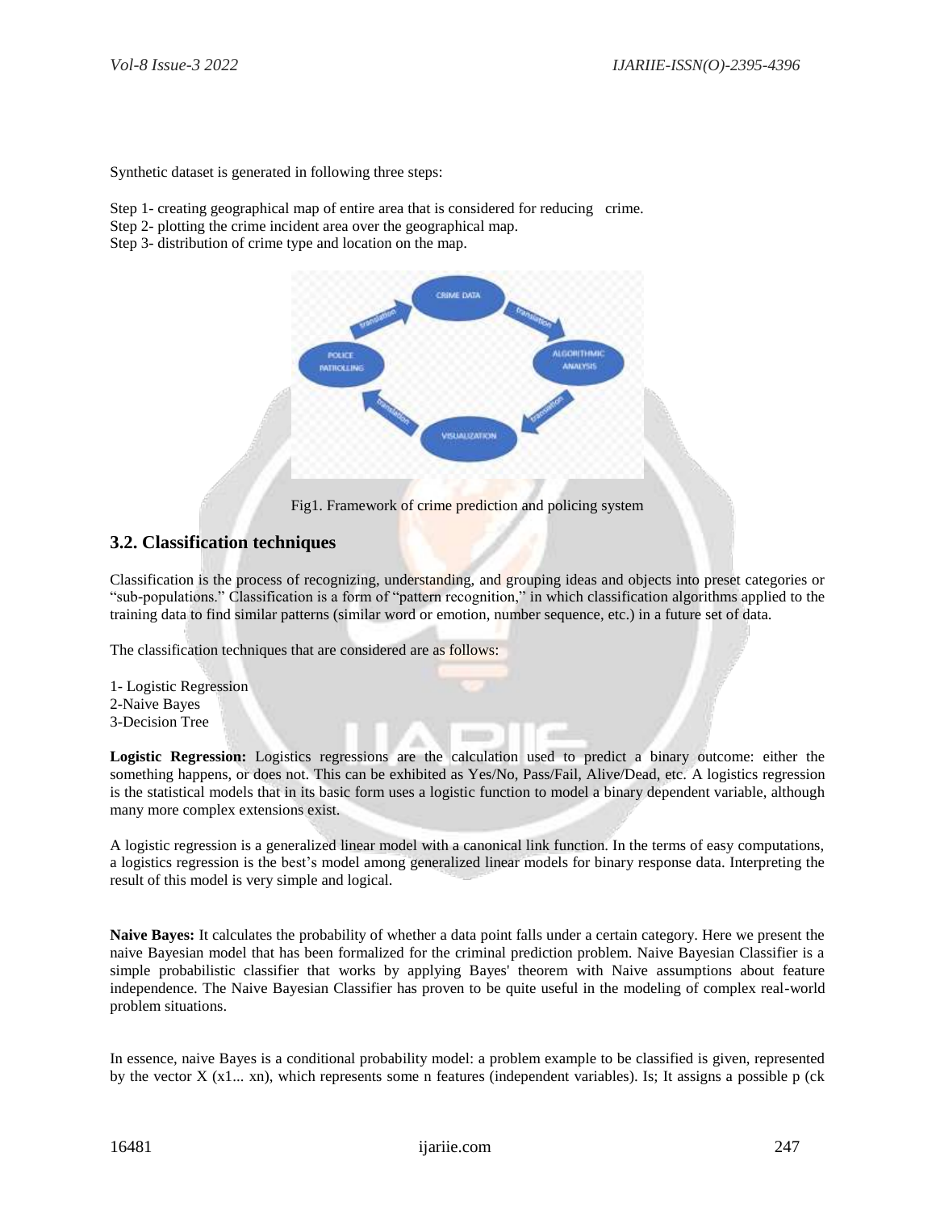Synthetic dataset is generated in following three steps:

Step 1- creating geographical map of entire area that is considered for reducing crime.
Step 2- plotting the crime incident area over the geographical map.
Step 3- distribution of crime type and location on the map.

Fig1. Framework of crime prediction and policing system

## 3.2. Classification techniques

Classification is the process of recognizing, understanding, and grouping ideas and objects into preset categories or "sub-populations." Classification is a form of "pattern recognition," in which classification algorithms applied to the training data to find similar patterns (similar word or emotion, number sequence, etc.) in a future set of data.

The classification techniques that are considered are as follows:

1- Logistic Regression
2-Naive Bayes
3-Decision Tree

**Logistic Regression:** Logistics regressions are the calculation used to predict a binary outcome: either the something happens, or does not. This can be exhibited as Yes/No, Pass/Fail, Alive/Dead, etc. A logistics regression is the statistical models that in its basic form uses a logistic function to model a binary dependent variable, although many more complex extensions exist.

A logistic regression is a generalized linear model with a canonical link function. In the terms of easy computations, a logistics regression is the best's model among generalized linear models for binary response data. Interpreting the result of this model is very simple and logical.

**Naive Bayes:** It calculates the probability of whether a data point falls under a certain category. Here we present the naive Bayesian model that has been formalized for the criminal prediction problem. Naive Bayesian Classifier is a simple probabilistic classifier that works by applying Bayes' theorem with Naive assumptions about feature independence. The Naive Bayesian Classifier has proven to be quite useful in the modeling of complex real-world problem situations.

In essence, naive Bayes is a conditional probability model: a problem example to be classified is given, represented by the vector X (x1... xn), which represents some n features (independent variables). Is; It assigns a possible p (ck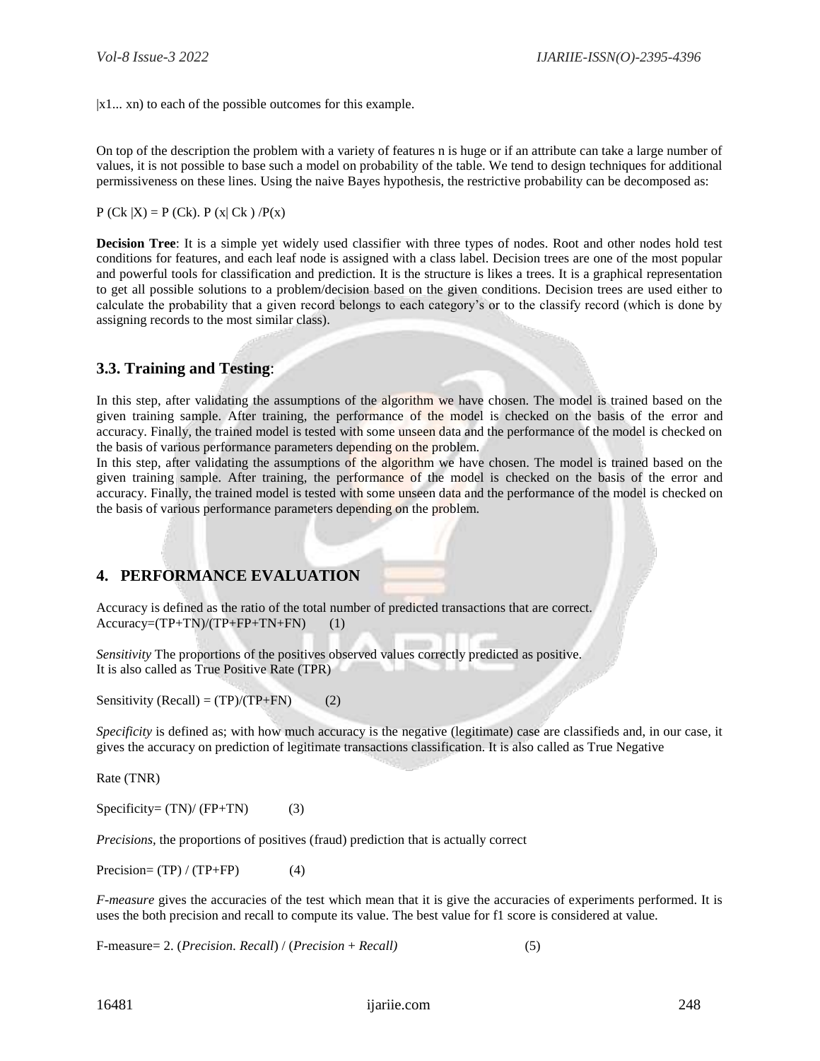|x1... xn) to each of the possible outcomes for this example.

On top of the description the problem with a variety of features n is huge or if an attribute can take a large number of values, it is not possible to base such a model on probability of the table. We tend to design techniques for additional permissiveness on these lines. Using the naive Bayes hypothesis, the restrictive probability can be decomposed as:

$P(C_k|X) = P(C_k). P(x| C_k) / P(x)$

**Decision Tree**: It is a simple yet widely used classifier with three types of nodes. Root and other nodes hold test conditions for features, and each leaf node is assigned with a class label. Decision trees are one of the most popular and powerful tools for classification and prediction. It is the structure is likes a trees. It is a graphical representation to get all possible solutions to a problem/decision based on the given conditions. Decision trees are used either to calculate the probability that a given record belongs to each category's or to the classify record (which is done by assigning records to the most similar class).

### 3.3. Training and Testing:

In this step, after validating the assumptions of the algorithm we have chosen. The model is trained based on the given training sample. After training, the performance of the model is checked on the basis of the error and accuracy. Finally, the trained model is tested with some unseen data and the performance of the model is checked on the basis of various performance parameters depending on the problem.
In this step, after validating the assumptions of the algorithm we have chosen. The model is trained based on the given training sample. After training, the performance of the model is checked on the basis of the error and accuracy. Finally, the trained model is tested with some unseen data and the performance of the model is checked on the basis of various performance parameters depending on the problem.

## 4. PERFORMANCE EVALUATION

Accuracy is defined as the ratio of the total number of predicted transactions that are correct.
$$\text{Accuracy} = (TP+TN)/(TP+FP+TN+FN) \quad (1)$$

*Sensitivity* The proportions of the positives observed values correctly predicted as positive.
It is also called as True Positive Rate (TPR)

$$\text{Sensitivity (Recall)} = (TP)/(TP+FN) \quad (2)$$

*Specificity* is defined as; with how much accuracy is the negative (legitimate) case are classifieds and, in our case, it gives the accuracy on prediction of legitimate transactions classification. It is also called as True Negative

Rate (TNR)

$$\text{Specificity} = (TN)/(FP+TN) \quad (3)$$

*Precisions,* the proportions of positives (fraud) prediction that is actually correct

$$\text{Precision} = (TP)/(TP+FP) \quad (4)$$

*F-measure* gives the accuracies of the test which mean that it is give the accuracies of experiments performed. It is uses the both precision and recall to compute its value. The best value for f1 score is considered at value.

$$\text{F-measure} = 2. (\textit{Precision}. \textit{Recall}) / (\textit{Precision} + \textit{Recall}) \quad (5)$$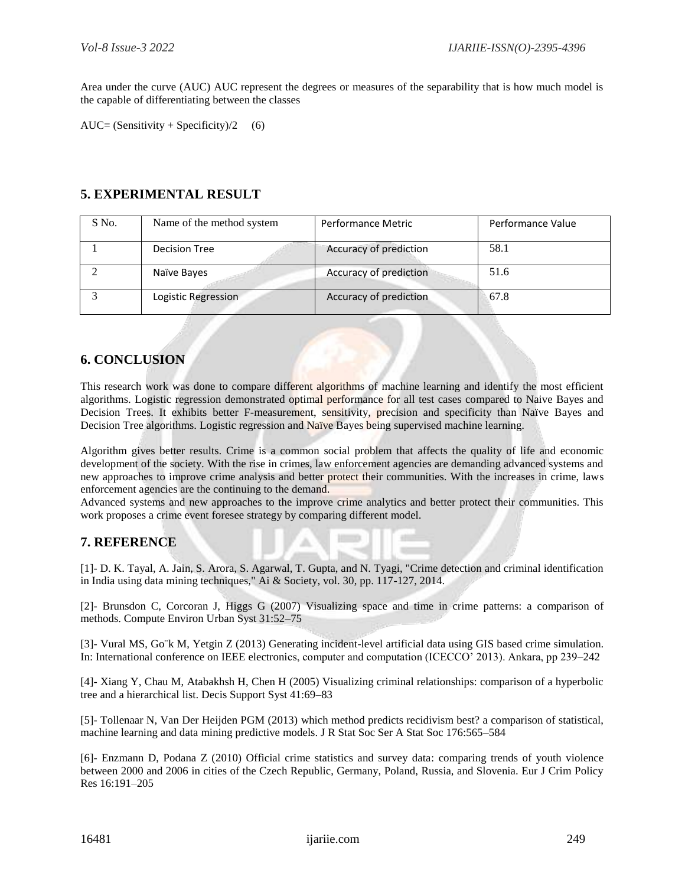Area under the curve (AUC) AUC represent the degrees or measures of the separability that is how much model is the capable of differentiating between the classes

AUC= (Sensitivity + Specificity)/2     (6)

## 5. EXPERIMENTAL RESULT

| S No. | Name of the method system | Performance Metric | Performance Value |
|---|---|---|---|
| 1 | Decision Tree | Accuracy of prediction | 58.1 |
| 2 | Naïve Bayes | Accuracy of prediction | 51.6 |
| 3 | Logistic Regression | Accuracy of prediction | 67.8 |

## 6. CONCLUSION

This research work was done to compare different algorithms of machine learning and identify the most efficient algorithms. Logistic regression demonstrated optimal performance for all test cases compared to Naive Bayes and Decision Trees. It exhibits better F-measurement, sensitivity, precision and specificity than Naïve Bayes and Decision Tree algorithms. Logistic regression and Naïve Bayes being supervised machine learning.

Algorithm gives better results. Crime is a common social problem that affects the quality of life and economic development of the society. With the rise in crimes, law enforcement agencies are demanding advanced systems and new approaches to improve crime analysis and better protect their communities. With the increases in crime, laws enforcement agencies are the continuing to the demand.
Advanced systems and new approaches to the improve crime analytics and better protect their communities. This work proposes a crime event foresee strategy by comparing different model.

## 7. REFERENCE

[1]- D. K. Tayal, A. Jain, S. Arora, S. Agarwal, T. Gupta, and N. Tyagi, "Crime detection and criminal identification in India using data mining techniques," Ai & Society, vol. 30, pp. 117-127, 2014.

[2]- Brunsdon C, Corcoran J, Higgs G (2007) Visualizing space and time in crime patterns: a comparison of methods. Compute Environ Urban Syst 31:52–75

[3]- Vural MS, Go¨k M, Yetgin Z (2013) Generating incident-level artificial data using GIS based crime simulation. In: International conference on IEEE electronics, computer and computation (ICECCO' 2013). Ankara, pp 239–242

[4]- Xiang Y, Chau M, Atabakhsh H, Chen H (2005) Visualizing criminal relationships: comparison of a hyperbolic tree and a hierarchical list. Decis Support Syst 41:69–83

[5]- Tollenaar N, Van Der Heijden PGM (2013) which method predicts recidivism best? a comparison of statistical, machine learning and data mining predictive models. J R Stat Soc Ser A Stat Soc 176:565–584

[6]- Enzmann D, Podana Z (2010) Official crime statistics and survey data: comparing trends of youth violence between 2000 and 2006 in cities of the Czech Republic, Germany, Poland, Russia, and Slovenia. Eur J Crim Policy Res 16:191–205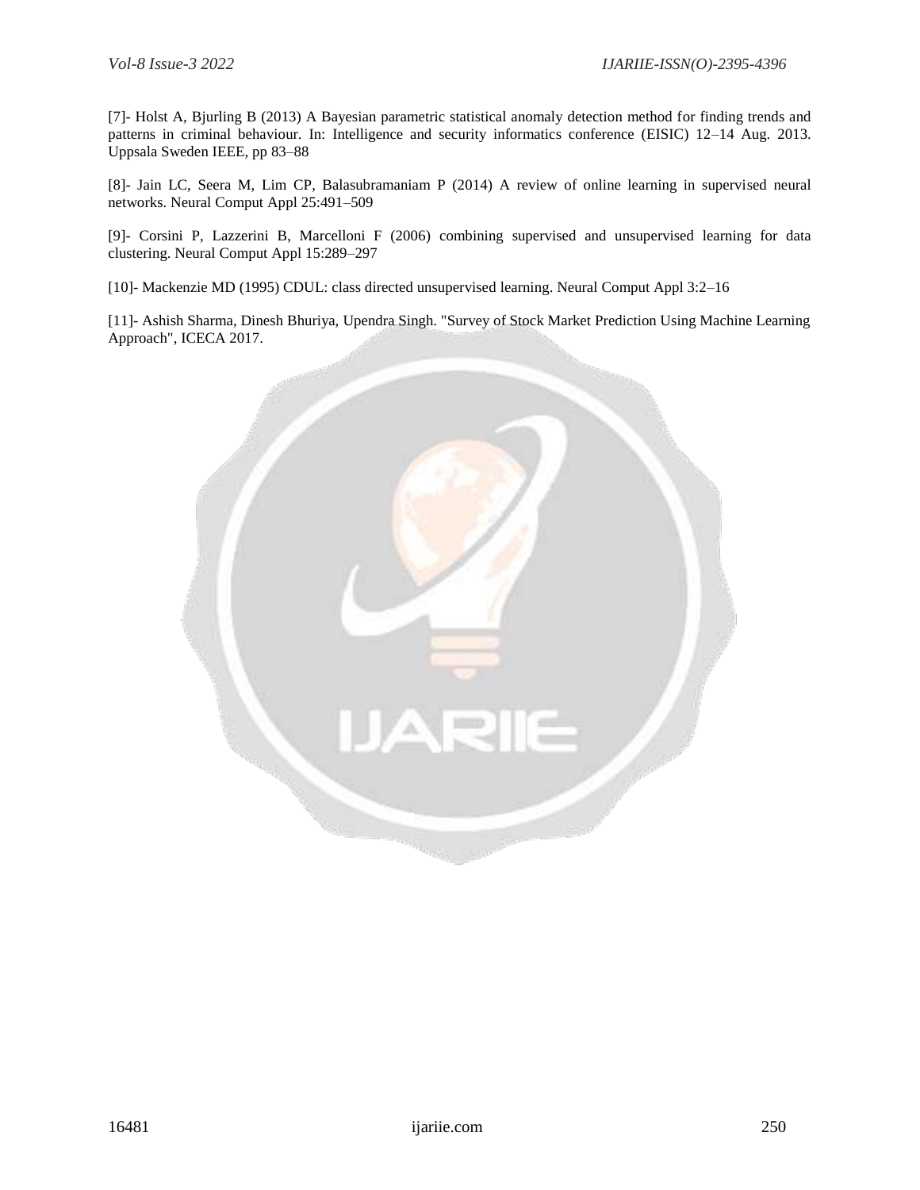[7]- Holst A, Bjurling B (2013) A Bayesian parametric statistical anomaly detection method for finding trends and patterns in criminal behaviour. In: Intelligence and security informatics conference (EISIC) 12–14 Aug. 2013. Uppsala Sweden IEEE, pp 83–88

[8]- Jain LC, Seera M, Lim CP, Balasubramaniam P (2014) A review of online learning in supervised neural networks. Neural Comput Appl 25:491–509

[9]- Corsini P, Lazzerini B, Marcelloni F (2006) combining supervised and unsupervised learning for data clustering. Neural Comput Appl 15:289–297

[10]- Mackenzie MD (1995) CDUL: class directed unsupervised learning. Neural Comput Appl 3:2–16

[11]- Ashish Sharma, Dinesh Bhuriya, Upendra Singh. "Survey of Stock Market Prediction Using Machine Learning Approach", ICECA 2017.